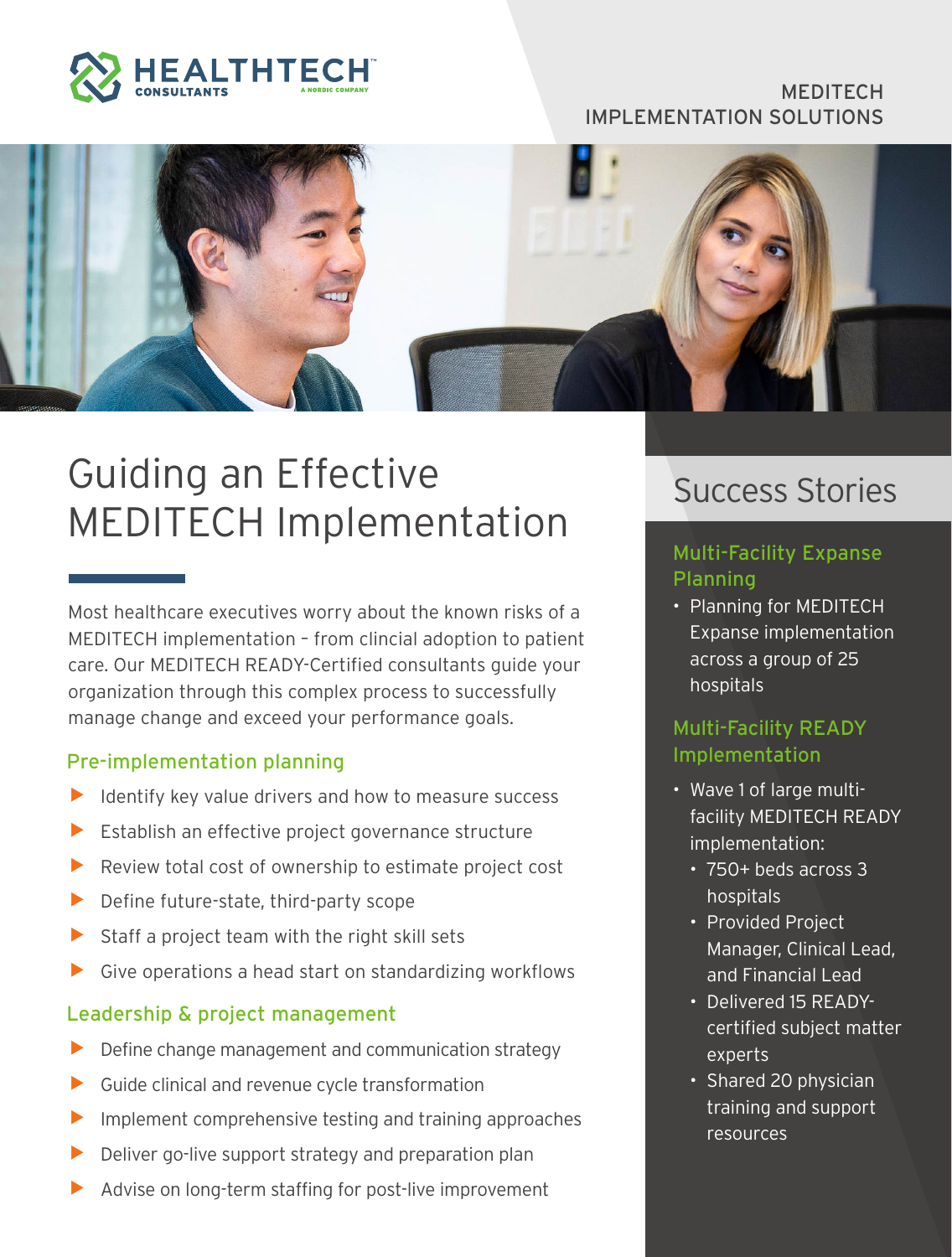HEALTHTECH CONSULTANTS
A NORDIC COMPANY

MEDITECH IMPLEMENTATION SOLUTIONS

# Guiding an Effective MEDITECH Implementation

Most healthcare executives worry about the known risks of a MEDITECH implementation – from clincial adoption to patient care. Our MEDITECH READY-Certified consultants guide your organization through this complex process to successfully manage change and exceed your performance goals.

## Pre-implementation planning

- Identify key value drivers and how to measure success
- Establish an effective project governance structure
- Review total cost of ownership to estimate project cost
- Define future-state, third-party scope
- Staff a project team with the right skill sets
- Give operations a head start on standardizing workflows

## Leadership & project management

- Define change management and communication strategy
- Guide clinical and revenue cycle transformation
- Implement comprehensive testing and training approaches
- Deliver go-live support strategy and preparation plan
- Advise on long-term staffing for post-live improvement

## Success Stories

### Multi-Facility Expanse Planning

- Planning for MEDITECH Expanse implementation across a group of 25 hospitals

### Multi-Facility READY Implementation

- Wave 1 of large multi-facility MEDITECH READY implementation:
  - 750+ beds across 3 hospitals
  - Provided Project Manager, Clinical Lead, and Financial Lead
  - Delivered 15 READY-certified subject matter experts
  - Shared 20 physician training and support resources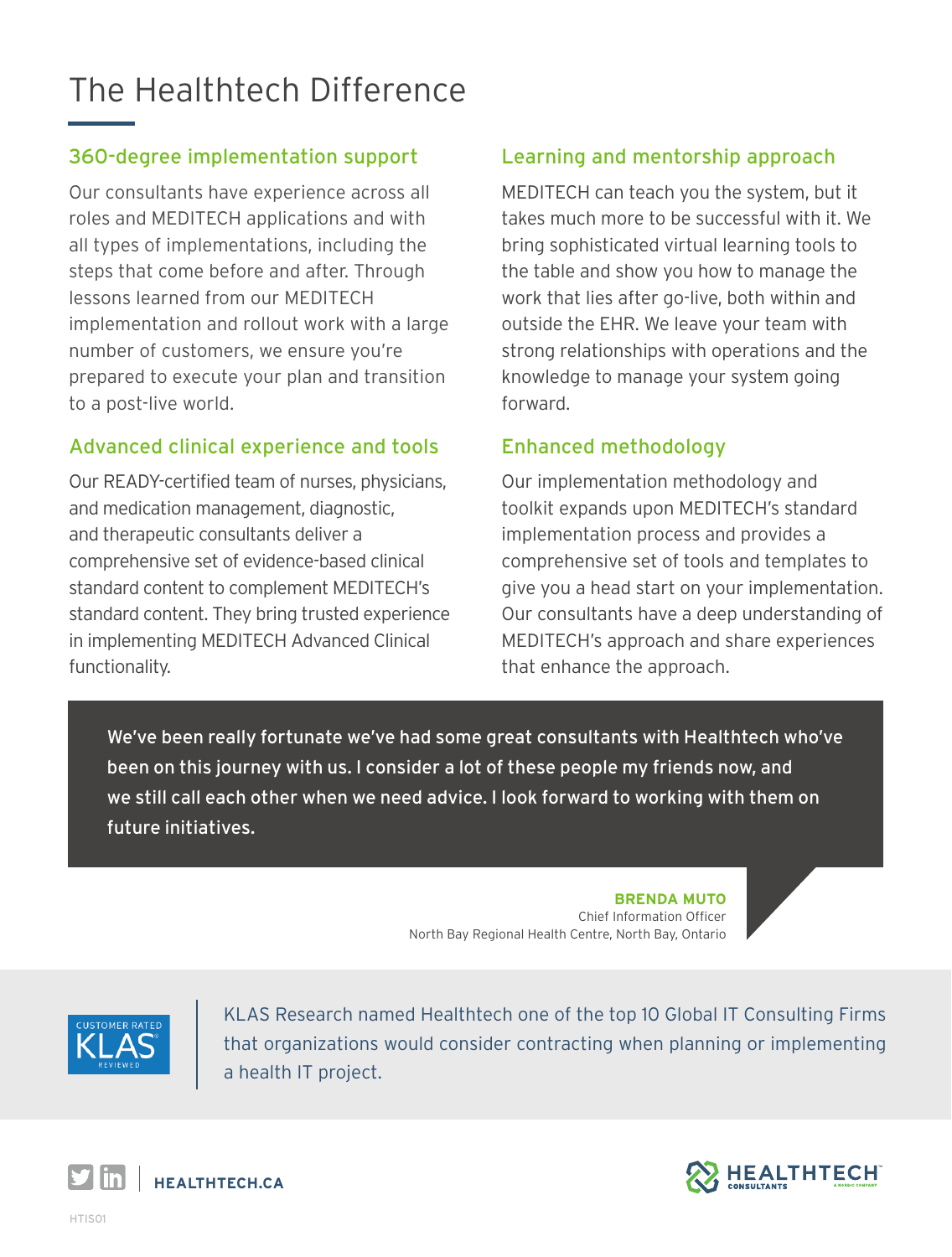# The Healthtech Difference

## 360-degree implementation support

Our consultants have experience across all roles and MEDITECH applications and with all types of implementations, including the steps that come before and after. Through lessons learned from our MEDITECH implementation and rollout work with a large number of customers, we ensure you're prepared to execute your plan and transition to a post-live world.

## Advanced clinical experience and tools

Our READY-certified team of nurses, physicians, and medication management, diagnostic, and therapeutic consultants deliver a comprehensive set of evidence-based clinical standard content to complement MEDITECH's standard content. They bring trusted experience in implementing MEDITECH Advanced Clinical functionality.

## Learning and mentorship approach

MEDITECH can teach you the system, but it takes much more to be successful with it. We bring sophisticated virtual learning tools to the table and show you how to manage the work that lies after go-live, both within and outside the EHR. We leave your team with strong relationships with operations and the knowledge to manage your system going forward.

## Enhanced methodology

Our implementation methodology and toolkit expands upon MEDITECH's standard implementation process and provides a comprehensive set of tools and templates to give you a head start on your implementation. Our consultants have a deep understanding of MEDITECH's approach and share experiences that enhance the approach.

> We've been really fortunate we've had some great consultants with Healthtech who've been on this journey with us. I consider a lot of these people my friends now, and we still call each other when we need advice. I look forward to working with them on future initiatives.

**BRENDA MUTO**
Chief Information Officer
North Bay Regional Health Centre, North Bay, Ontario

CUSTOMER RATED KLAS REVIEWED

KLAS Research named Healthtech one of the top 10 Global IT Consulting Firms that organizations would consider contracting when planning or implementing a health IT project.

**HEALTHTECH.CA**

HEALTHTECH CONSULTANTS

HTIS01